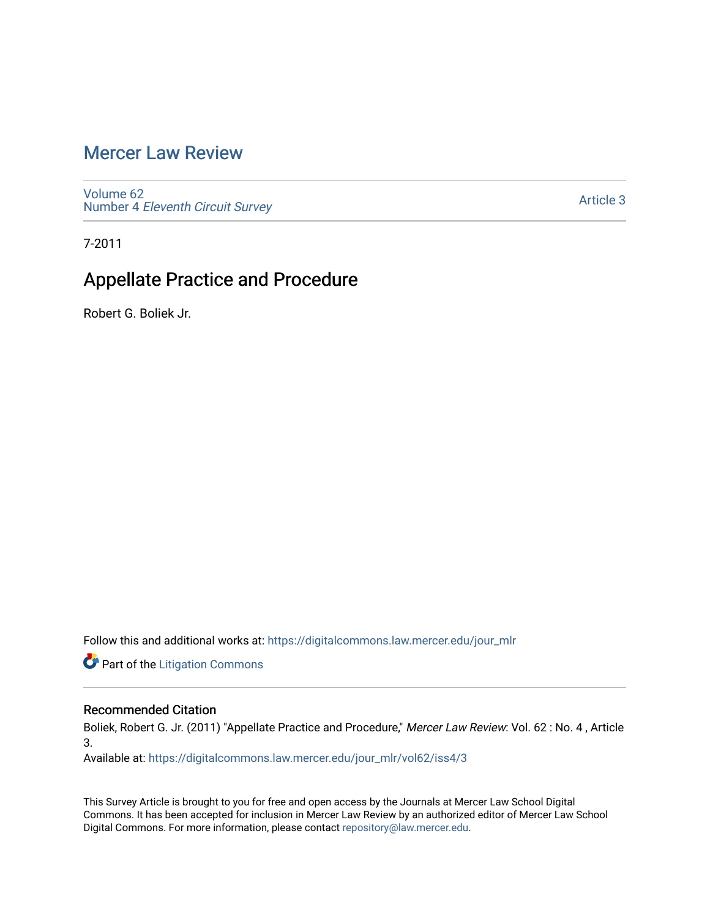# Mercer Law Review

Volume 62
Number 4 *Eleventh Circuit Survey*

Article 3

7-2011

## Appellate Practice and Procedure

Robert G. Boliek Jr.

Follow this and additional works at: https://digitalcommons.law.mercer.edu/jour_mlr

Part of the Litigation Commons

### Recommended Citation

Boliek, Robert G. Jr. (2011) "Appellate Practice and Procedure," *Mercer Law Review*: Vol. 62 : No. 4 , Article 3.

Available at: https://digitalcommons.law.mercer.edu/jour_mlr/vol62/iss4/3

This Survey Article is brought to you for free and open access by the Journals at Mercer Law School Digital Commons. It has been accepted for inclusion in Mercer Law Review by an authorized editor of Mercer Law School Digital Commons. For more information, please contact repository@law.mercer.edu.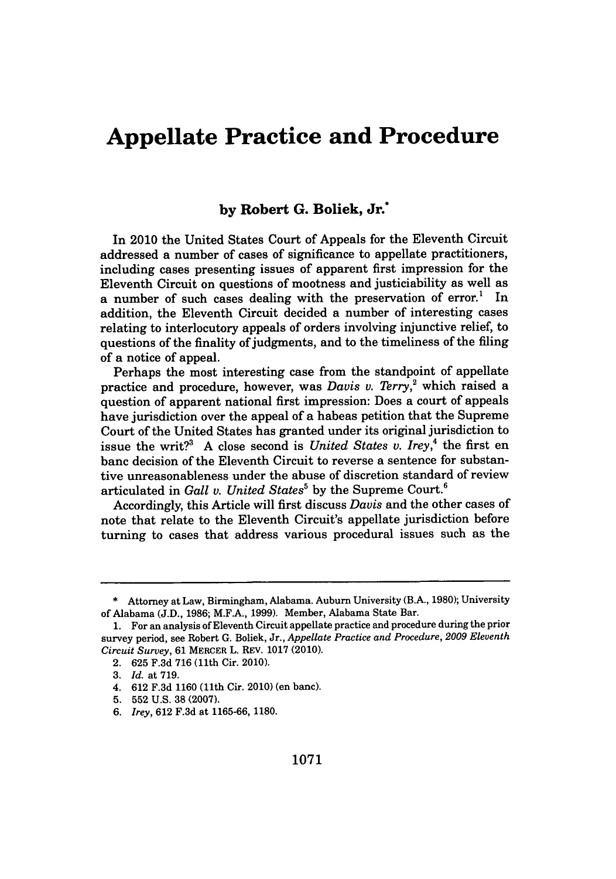# Appellate Practice and Procedure

**by Robert G. Boliek, Jr.***

In 2010 the United States Court of Appeals for the Eleventh Circuit addressed a number of cases of significance to appellate practitioners, including cases presenting issues of apparent first impression for the Eleventh Circuit on questions of mootness and justiciability as well as a number of such cases dealing with the preservation of error.[1] In addition, the Eleventh Circuit decided a number of interesting cases relating to interlocutory appeals of orders involving injunctive relief, to questions of the finality of judgments, and to the timeliness of the filing of a notice of appeal.

Perhaps the most interesting case from the standpoint of appellate practice and procedure, however, was *Davis v. Terry*,[2] which raised a question of apparent national first impression: Does a court of appeals have jurisdiction over the appeal of a habeas petition that the Supreme Court of the United States has granted under its original jurisdiction to issue the writ?[3] A close second is *United States v. Irey*,[4] the first en banc decision of the Eleventh Circuit to reverse a sentence for substantive unreasonableness under the abuse of discretion standard of review articulated in *Gall v. United States*[5] by the Supreme Court.[6]

Accordingly, this Article will first discuss *Davis* and the other cases of note that relate to the Eleventh Circuit's appellate jurisdiction before turning to cases that address various procedural issues such as the

---

\* Attorney at Law, Birmingham, Alabama. Auburn University (B.A., 1980); University of Alabama (J.D., 1986; M.F.A., 1999). Member, Alabama State Bar.

1. For an analysis of Eleventh Circuit appellate practice and procedure during the prior survey period, see Robert G. Boliek, Jr., *Appellate Practice and Procedure, 2009 Eleventh Circuit Survey*, 61 MERCER L. REV. 1017 (2010).
2. 625 F.3d 716 (11th Cir. 2010).
3. *Id.* at 719.
4. 612 F.3d 1160 (11th Cir. 2010) (en banc).
5. 552 U.S. 38 (2007).
6. *Irey*, 612 F.3d at 1165-66, 1180.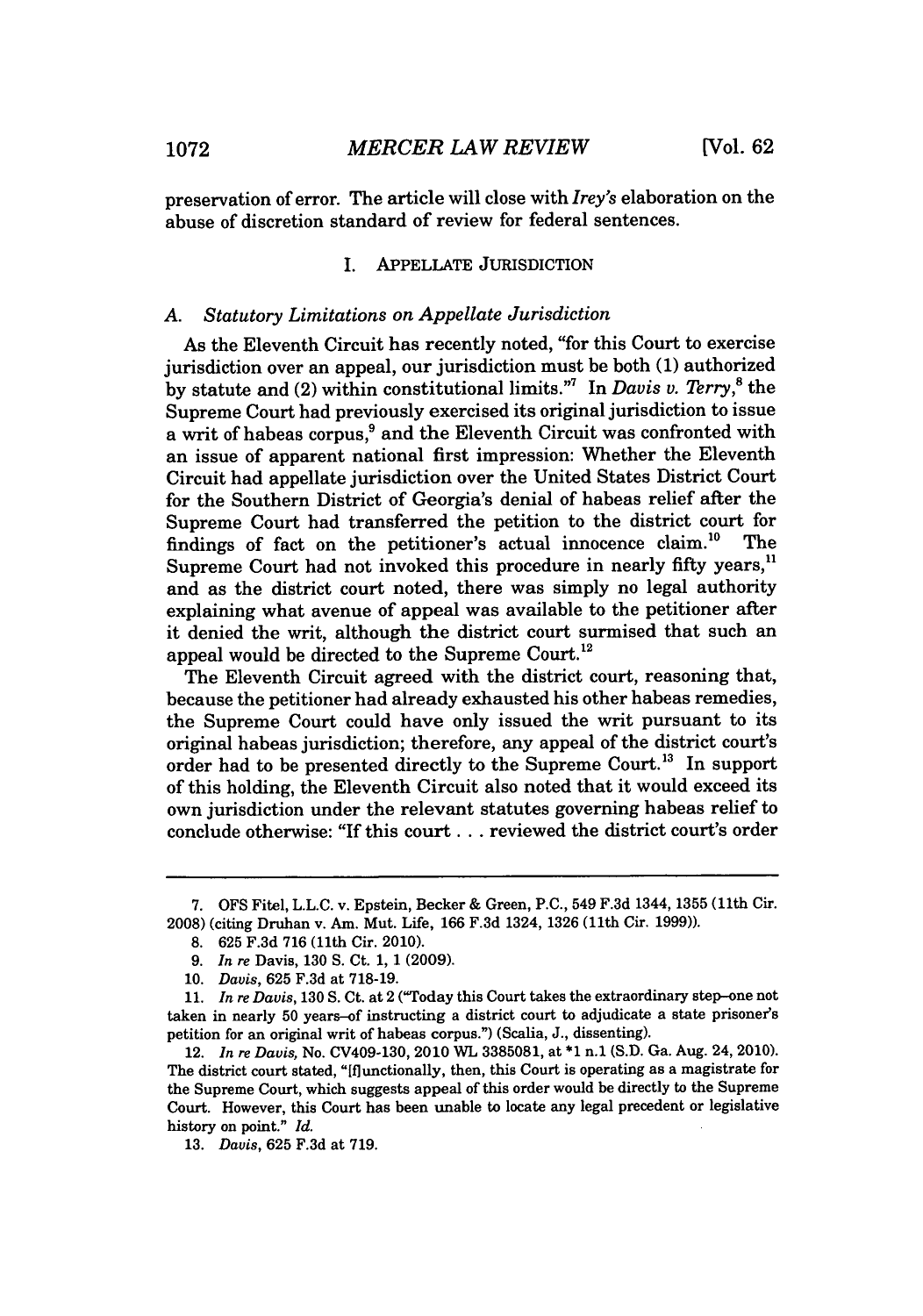preservation of error. The article will close with *Irey's* elaboration on the abuse of discretion standard of review for federal sentences.

## I. APPELLATE JURISDICTION

### A. *Statutory Limitations on Appellate Jurisdiction*

As the Eleventh Circuit has recently noted, "for this Court to exercise jurisdiction over an appeal, our jurisdiction must be both (1) authorized by statute and (2) within constitutional limits."[7] In *Davis v. Terry*,[8] the Supreme Court had previously exercised its original jurisdiction to issue a writ of habeas corpus,[9] and the Eleventh Circuit was confronted with an issue of apparent national first impression: Whether the Eleventh Circuit had appellate jurisdiction over the United States District Court for the Southern District of Georgia's denial of habeas relief after the Supreme Court had transferred the petition to the district court for findings of fact on the petitioner's actual innocence claim.[10] The Supreme Court had not invoked this procedure in nearly fifty years,[11] and as the district court noted, there was simply no legal authority explaining what avenue of appeal was available to the petitioner after it denied the writ, although the district court surmised that such an appeal would be directed to the Supreme Court.[12]

The Eleventh Circuit agreed with the district court, reasoning that, because the petitioner had already exhausted his other habeas remedies, the Supreme Court could have only issued the writ pursuant to its original habeas jurisdiction; therefore, any appeal of the district court's order had to be presented directly to the Supreme Court.[13] In support of this holding, the Eleventh Circuit also noted that it would exceed its own jurisdiction under the relevant statutes governing habeas relief to conclude otherwise: "If this court . . . reviewed the district court's order

---

7. OFS Fitel, L.L.C. v. Epstein, Becker & Green, P.C., 549 F.3d 1344, 1355 (11th Cir. 2008) (citing Druhan v. Am. Mut. Life, 166 F.3d 1324, 1326 (11th Cir. 1999)).

8. 625 F.3d 716 (11th Cir. 2010).

9. *In re* Davis, 130 S. Ct. 1, 1 (2009).

10. *Davis*, 625 F.3d at 718-19.

11. *In re Davis*, 130 S. Ct. at 2 ("Today this Court takes the extraordinary step–one not taken in nearly 50 years–of instructing a district court to adjudicate a state prisoner's petition for an original writ of habeas corpus.") (Scalia, J., dissenting).

12. *In re Davis*, No. CV409-130, 2010 WL 3385081, at *1 n.1 (S.D. Ga. Aug. 24, 2010). The district court stated, "[f]unctionally, then, this Court is operating as a magistrate for the Supreme Court, which suggests appeal of this order would be directly to the Supreme Court. However, this Court has been unable to locate any legal precedent or legislative history on point." *Id.*

13. *Davis*, 625 F.3d at 719.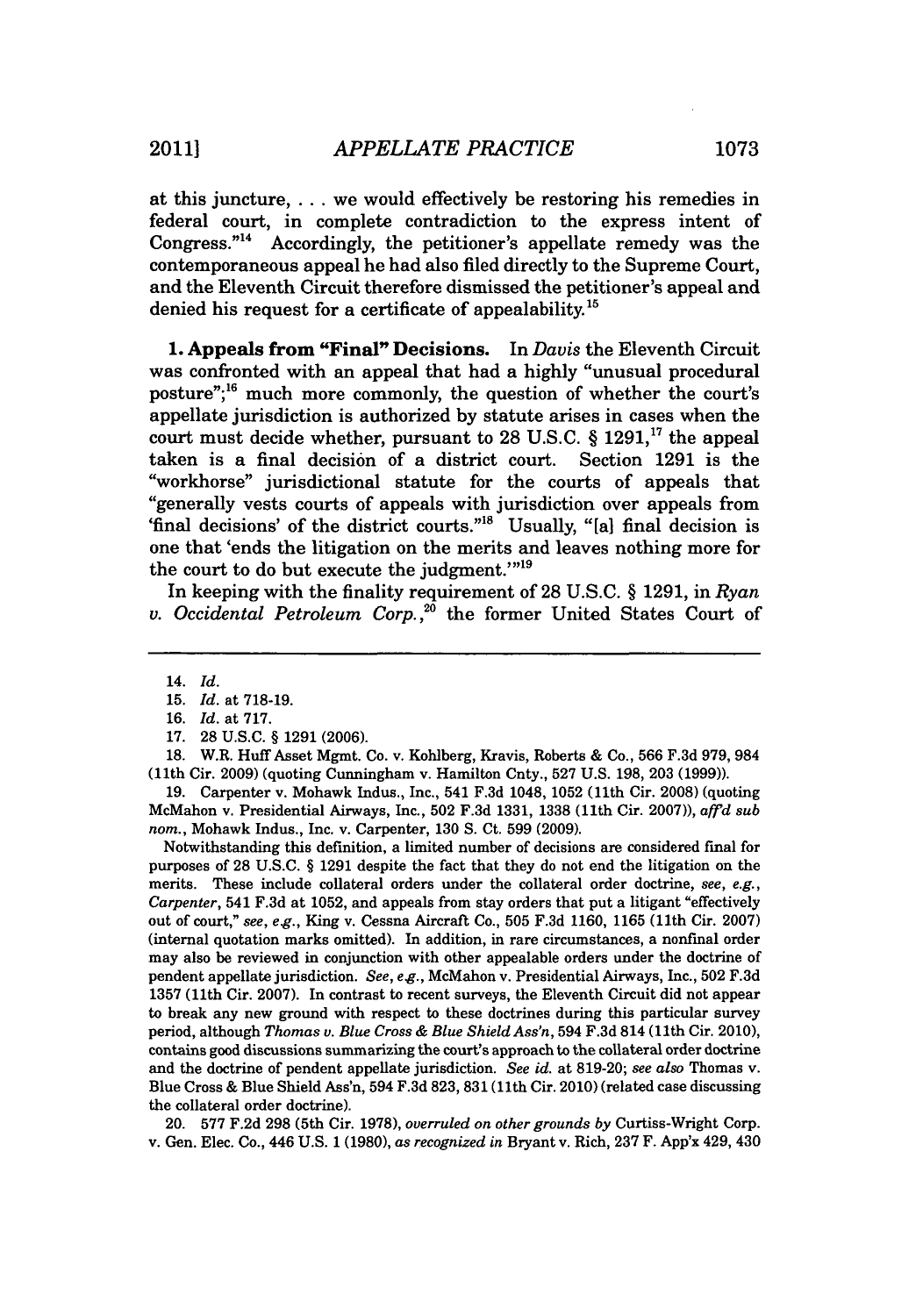at this juncture, . . . we would effectively be restoring his remedies in federal court, in complete contradiction to the express intent of Congress."[14] Accordingly, the petitioner's appellate remedy was the contemporaneous appeal he had also filed directly to the Supreme Court, and the Eleventh Circuit therefore dismissed the petitioner's appeal and denied his request for a certificate of appealability.[15]

**1. Appeals from "Final" Decisions.** In *Davis* the Eleventh Circuit was confronted with an appeal that had a highly "unusual procedural posture";[16] much more commonly, the question of whether the court's appellate jurisdiction is authorized by statute arises in cases when the court must decide whether, pursuant to 28 U.S.C. § 1291,[17] the appeal taken is a final decision of a district court. Section 1291 is the "workhorse" jurisdictional statute for the courts of appeals that "generally vests courts of appeals with jurisdiction over appeals from 'final decisions' of the district courts."[18] Usually, "[a] final decision is one that 'ends the litigation on the merits and leaves nothing more for the court to do but execute the judgment.'"[19]

In keeping with the finality requirement of 28 U.S.C. § 1291, in *Ryan v. Occidental Petroleum Corp.*,[20] the former United States Court of

---

14. *Id.*

15. *Id.* at 718-19.

16. *Id.* at 717.

17. 28 U.S.C. § 1291 (2006).

18. W.R. Huff Asset Mgmt. Co. v. Kohlberg, Kravis, Roberts & Co., 566 F.3d 979, 984 (11th Cir. 2009) (quoting Cunningham v. Hamilton Cnty., 527 U.S. 198, 203 (1999)).

19. Carpenter v. Mohawk Indus., Inc., 541 F.3d 1048, 1052 (11th Cir. 2008) (quoting McMahon v. Presidential Airways, Inc., 502 F.3d 1331, 1338 (11th Cir. 2007)), *aff'd sub nom.*, Mohawk Indus., Inc. v. Carpenter, 130 S. Ct. 599 (2009).

Notwithstanding this definition, a limited number of decisions are considered final for purposes of 28 U.S.C. § 1291 despite the fact that they do not end the litigation on the merits. These include collateral orders under the collateral order doctrine, *see, e.g.*, *Carpenter*, 541 F.3d at 1052, and appeals from stay orders that put a litigant "effectively out of court," *see, e.g.*, King v. Cessna Aircraft Co., 505 F.3d 1160, 1165 (11th Cir. 2007) (internal quotation marks omitted). In addition, in rare circumstances, a nonfinal order may also be reviewed in conjunction with other appealable orders under the doctrine of pendent appellate jurisdiction. *See, e.g.*, McMahon v. Presidential Airways, Inc., 502 F.3d 1357 (11th Cir. 2007). In contrast to recent surveys, the Eleventh Circuit did not appear to break any new ground with respect to these doctrines during this particular survey period, although *Thomas v. Blue Cross & Blue Shield Ass'n*, 594 F.3d 814 (11th Cir. 2010), contains good discussions summarizing the court's approach to the collateral order doctrine and the doctrine of pendent appellate jurisdiction. *See id.* at 819-20; *see also* Thomas v. Blue Cross & Blue Shield Ass'n, 594 F.3d 823, 831 (11th Cir. 2010) (related case discussing the collateral order doctrine).

20. 577 F.2d 298 (5th Cir. 1978), *overruled on other grounds by* Curtiss-Wright Corp. v. Gen. Elec. Co., 446 U.S. 1 (1980), *as recognized in* Bryant v. Rich, 237 F. App'x 429, 430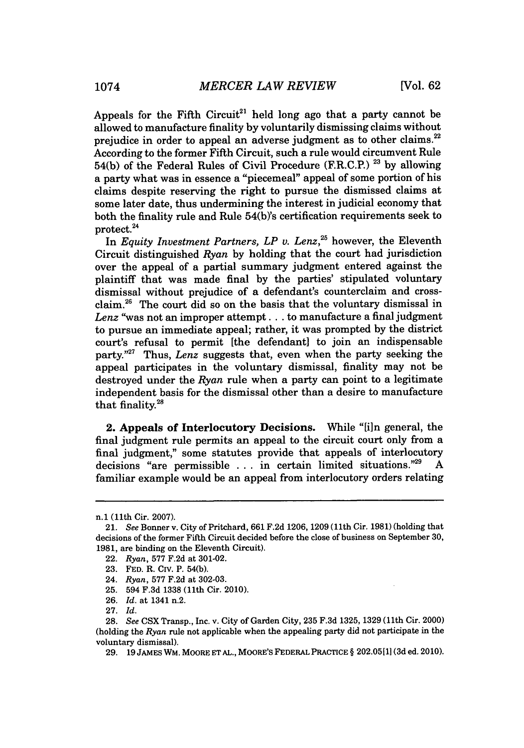Appeals for the Fifth Circuit[21] held long ago that a party cannot be allowed to manufacture finality by voluntarily dismissing claims without prejudice in order to appeal an adverse judgment as to other claims.[22] According to the former Fifth Circuit, such a rule would circumvent Rule 54(b) of the Federal Rules of Civil Procedure (F.R.C.P.) [23] by allowing a party what was in essence a "piecemeal" appeal of some portion of his claims despite reserving the right to pursue the dismissed claims at some later date, thus undermining the interest in judicial economy that both the finality rule and Rule 54(b)'s certification requirements seek to protect.[24]

In *Equity Investment Partners, LP v. Lenz*,[25] however, the Eleventh Circuit distinguished *Ryan* by holding that the court had jurisdiction over the appeal of a partial summary judgment entered against the plaintiff that was made final by the parties' stipulated voluntary dismissal without prejudice of a defendant's counterclaim and cross-claim.[26] The court did so on the basis that the voluntary dismissal in *Lenz* "was not an improper attempt . . . to manufacture a final judgment to pursue an immediate appeal; rather, it was prompted by the district court's refusal to permit [the defendant] to join an indispensable party."[27] Thus, *Lenz* suggests that, even when the party seeking the appeal participates in the voluntary dismissal, finality may not be destroyed under the *Ryan* rule when a party can point to a legitimate independent basis for the dismissal other than a desire to manufacture that finality.[28]

**2. Appeals of Interlocutory Decisions.** While "[i]n general, the final judgment rule permits an appeal to the circuit court only from a final judgment," some statutes provide that appeals of interlocutory decisions "are permissible . . . in certain limited situations."[29] A familiar example would be an appeal from interlocutory orders relating

---

n.1 (11th Cir. 2007).

21. *See* Bonner v. City of Pritchard, 661 F.2d 1206, 1209 (11th Cir. 1981) (holding that decisions of the former Fifth Circuit decided before the close of business on September 30, 1981, are binding on the Eleventh Circuit).

22. *Ryan*, 577 F.2d at 301-02.

23. FED. R. CIV. P. 54(b).

24. *Ryan*, 577 F.2d at 302-03.

25. 594 F.3d 1338 (11th Cir. 2010).

26. *Id.* at 1341 n.2.

27. *Id.*

28. *See* CSX Transp., Inc. v. City of Garden City, 235 F.3d 1325, 1329 (11th Cir. 2000) (holding the *Ryan* rule not applicable when the appealing party did not participate in the voluntary dismissal).

29. 19 JAMES WM. MOORE ET AL., MOORE'S FEDERAL PRACTICE § 202.05[1] (3d ed. 2010).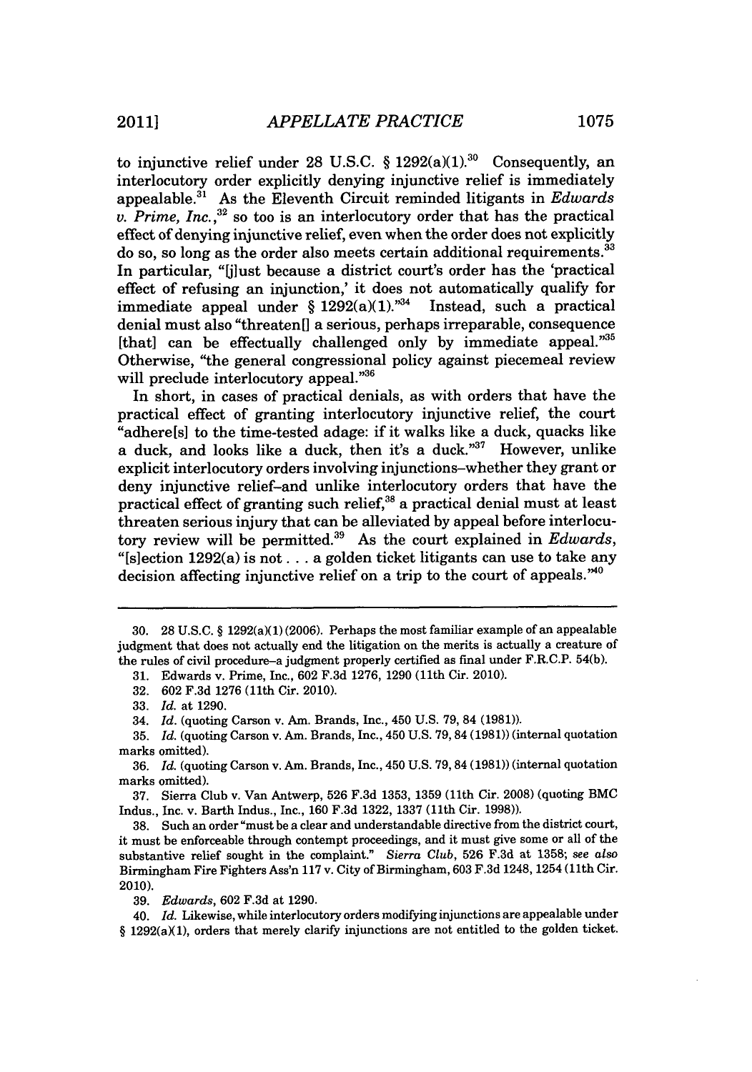to injunctive relief under 28 U.S.C. § 1292(a)(1).[30] Consequently, an interlocutory order explicitly denying injunctive relief is immediately appealable.[31] As the Eleventh Circuit reminded litigants in *Edwards v. Prime, Inc.*,[32] so too is an interlocutory order that has the practical effect of denying injunctive relief, even when the order does not explicitly do so, so long as the order also meets certain additional requirements.[33] In particular, "[j]ust because a district court's order has the 'practical effect of refusing an injunction,' it does not automatically qualify for immediate appeal under § 1292(a)(1)."[34] Instead, such a practical denial must also "threaten[] a serious, perhaps irreparable, consequence [that] can be effectually challenged only by immediate appeal."[35] Otherwise, "the general congressional policy against piecemeal review will preclude interlocutory appeal."[36]

In short, in cases of practical denials, as with orders that have the practical effect of granting interlocutory injunctive relief, the court "adhere[s] to the time-tested adage: if it walks like a duck, quacks like a duck, and looks like a duck, then it's a duck."[37] However, unlike explicit interlocutory orders involving injunctions–whether they grant or deny injunctive relief–and unlike interlocutory orders that have the practical effect of granting such relief,[38] a practical denial must at least threaten serious injury that can be alleviated by appeal before interlocutory review will be permitted.[39] As the court explained in *Edwards*, "[s]ection 1292(a) is not . . . a golden ticket litigants can use to take any decision affecting injunctive relief on a trip to the court of appeals."[40]

---

30. 28 U.S.C. § 1292(a)(1) (2006). Perhaps the most familiar example of an appealable judgment that does not actually end the litigation on the merits is actually a creature of the rules of civil procedure–a judgment properly certified as final under F.R.C.P. 54(b).

31. Edwards v. Prime, Inc., 602 F.3d 1276, 1290 (11th Cir. 2010).

32. 602 F.3d 1276 (11th Cir. 2010).

33. *Id.* at 1290.

34. *Id.* (quoting Carson v. Am. Brands, Inc., 450 U.S. 79, 84 (1981)).

35. *Id.* (quoting Carson v. Am. Brands, Inc., 450 U.S. 79, 84 (1981)) (internal quotation marks omitted).

36. *Id.* (quoting Carson v. Am. Brands, Inc., 450 U.S. 79, 84 (1981)) (internal quotation marks omitted).

37. Sierra Club v. Van Antwerp, 526 F.3d 1353, 1359 (11th Cir. 2008) (quoting BMC Indus., Inc. v. Barth Indus., Inc., 160 F.3d 1322, 1337 (11th Cir. 1998)).

38. Such an order "must be a clear and understandable directive from the district court, it must be enforceable through contempt proceedings, and it must give some or all of the substantive relief sought in the complaint." *Sierra Club*, 526 F.3d at 1358; *see also* Birmingham Fire Fighters Ass'n 117 v. City of Birmingham, 603 F.3d 1248, 1254 (11th Cir. 2010).

39. *Edwards*, 602 F.3d at 1290.

40. *Id.* Likewise, while interlocutory orders modifying injunctions are appealable under § 1292(a)(1), orders that merely clarify injunctions are not entitled to the golden ticket.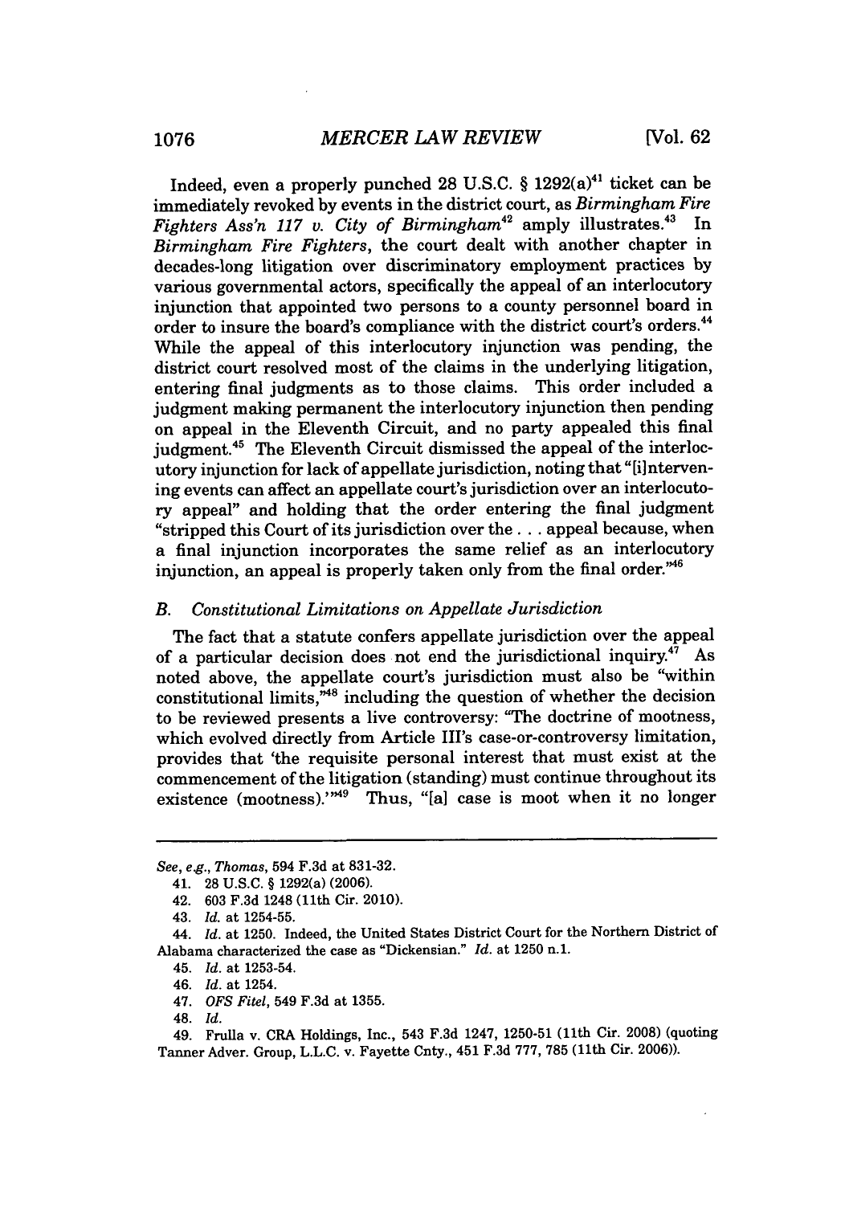Indeed, even a properly punched 28 U.S.C. § 1292(a)[41] ticket can be immediately revoked by events in the district court, as *Birmingham Fire Fighters Ass'n 117 v. City of Birmingham*[42] amply illustrates.[43] In *Birmingham Fire Fighters*, the court dealt with another chapter in decades-long litigation over discriminatory employment practices by various governmental actors, specifically the appeal of an interlocutory injunction that appointed two persons to a county personnel board in order to insure the board's compliance with the district court's orders.[44] While the appeal of this interlocutory injunction was pending, the district court resolved most of the claims in the underlying litigation, entering final judgments as to those claims. This order included a judgment making permanent the interlocutory injunction then pending on appeal in the Eleventh Circuit, and no party appealed this final judgment.[45] The Eleventh Circuit dismissed the appeal of the interlocutory injunction for lack of appellate jurisdiction, noting that "[i]ntervening events can affect an appellate court's jurisdiction over an interlocutory appeal" and holding that the order entering the final judgment "stripped this Court of its jurisdiction over the . . . appeal because, when a final injunction incorporates the same relief as an interlocutory injunction, an appeal is properly taken only from the final order."[46]

### B. Constitutional Limitations on Appellate Jurisdiction

The fact that a statute confers appellate jurisdiction over the appeal of a particular decision does not end the jurisdictional inquiry.[47] As noted above, the appellate court's jurisdiction must also be "within constitutional limits,"[48] including the question of whether the decision to be reviewed presents a live controversy: "The doctrine of mootness, which evolved directly from Article III's case-or-controversy limitation, provides that 'the requisite personal interest that must exist at the commencement of the litigation (standing) must continue throughout its existence (mootness).'"[49] Thus, "[a] case is moot when it no longer

---

*See, e.g., Thomas*, 594 F.3d at 831-32.

41. 28 U.S.C. § 1292(a) (2006).

42. 603 F.3d 1248 (11th Cir. 2010).

43. *Id.* at 1254-55.

44. *Id.* at 1250. Indeed, the United States District Court for the Northern District of Alabama characterized the case as "Dickensian." *Id.* at 1250 n.1.

45. *Id.* at 1253-54.

46. *Id.* at 1254.

47. *OFS Fitel*, 549 F.3d at 1355.

48. *Id.*

49. Frulla v. CRA Holdings, Inc., 543 F.3d 1247, 1250-51 (11th Cir. 2008) (quoting Tanner Adver. Group, L.L.C. v. Fayette Cnty., 451 F.3d 777, 785 (11th Cir. 2006)).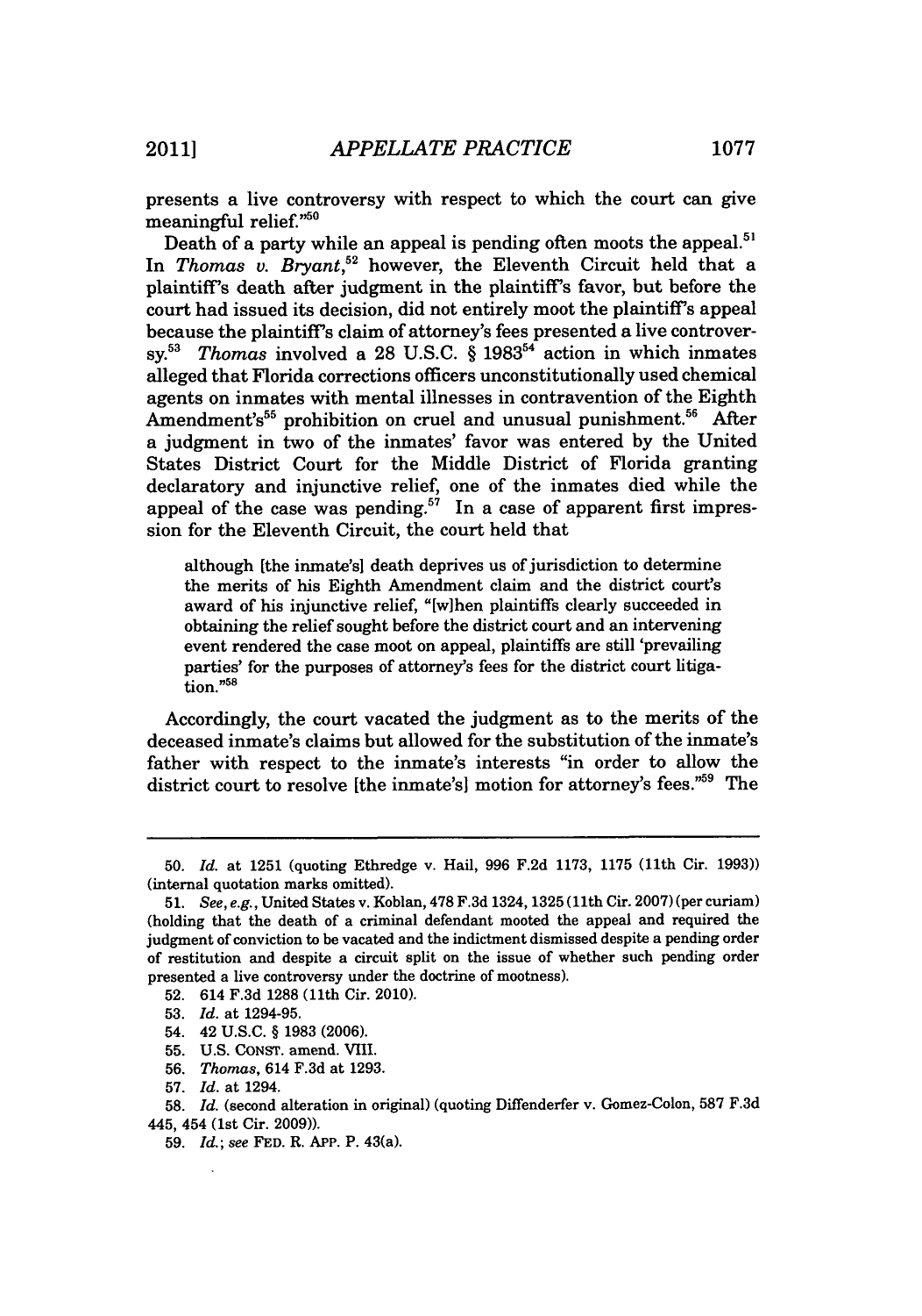presents a live controversy with respect to which the court can give meaningful relief."[50]

Death of a party while an appeal is pending often moots the appeal.[51] In *Thomas v. Bryant*,[52] however, the Eleventh Circuit held that a plaintiff's death after judgment in the plaintiff's favor, but before the court had issued its decision, did not entirely moot the plaintiff's appeal because the plaintiff's claim of attorney's fees presented a live controversy.[53] *Thomas* involved a 28 U.S.C. § 1983[54] action in which inmates alleged that Florida corrections officers unconstitutionally used chemical agents on inmates with mental illnesses in contravention of the Eighth Amendment's[55] prohibition on cruel and unusual punishment.[56] After a judgment in two of the inmates' favor was entered by the United States District Court for the Middle District of Florida granting declaratory and injunctive relief, one of the inmates died while the appeal of the case was pending.[57] In a case of apparent first impression for the Eleventh Circuit, the court held that

> although [the inmate's] death deprives us of jurisdiction to determine the merits of his Eighth Amendment claim and the district court's award of his injunctive relief, "[w]hen plaintiffs clearly succeeded in obtaining the relief sought before the district court and an intervening event rendered the case moot on appeal, plaintiffs are still 'prevailing parties' for the purposes of attorney's fees for the district court litigation."[58]

Accordingly, the court vacated the judgment as to the merits of the deceased inmate's claims but allowed for the substitution of the inmate's father with respect to the inmate's interests "in order to allow the district court to resolve [the inmate's] motion for attorney's fees."[59] The

---

50. *Id.* at 1251 (quoting Ethredge v. Hail, 996 F.2d 1173, 1175 (11th Cir. 1993)) (internal quotation marks omitted).

51. *See, e.g.*, United States v. Koblan, 478 F.3d 1324, 1325 (11th Cir. 2007) (per curiam) (holding that the death of a criminal defendant mooted the appeal and required the judgment of conviction to be vacated and the indictment dismissed despite a pending order of restitution and despite a circuit split on the issue of whether such pending order presented a live controversy under the doctrine of mootness).

52. 614 F.3d 1288 (11th Cir. 2010).

53. *Id.* at 1294-95.

54. 42 U.S.C. § 1983 (2006).

55. U.S. CONST. amend. VIII.

56. *Thomas*, 614 F.3d at 1293.

57. *Id.* at 1294.

58. *Id.* (second alteration in original) (quoting Diffenderfer v. Gomez-Colon, 587 F.3d 445, 454 (1st Cir. 2009)).

59. *Id.*; *see* FED. R. APP. P. 43(a).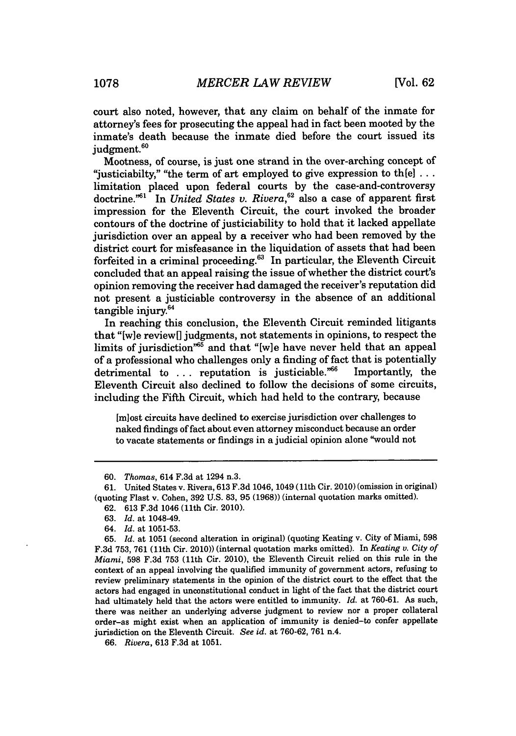court also noted, however, that any claim on behalf of the inmate for attorney's fees for prosecuting the appeal had in fact been mooted by the inmate's death because the inmate died before the court issued its judgment.[60]

Mootness, of course, is just one strand in the over-arching concept of "justiciabilty," "the term of art employed to give expression to th[e] . . . limitation placed upon federal courts by the case-and-controversy doctrine."[61] In *United States v. Rivera*,[62] also a case of apparent first impression for the Eleventh Circuit, the court invoked the broader contours of the doctrine of justiciability to hold that it lacked appellate jurisdiction over an appeal by a receiver who had been removed by the district court for misfeasance in the liquidation of assets that had been forfeited in a criminal proceeding.[63] In particular, the Eleventh Circuit concluded that an appeal raising the issue of whether the district court's opinion removing the receiver had damaged the receiver's reputation did not present a justiciable controversy in the absence of an additional tangible injury.[64]

In reaching this conclusion, the Eleventh Circuit reminded litigants that "[w]e review[] judgments, not statements in opinions, to respect the limits of jurisdiction"[65] and that "[w]e have never held that an appeal of a professional who challenges only a finding of fact that is potentially detrimental to . . . reputation is justiciable."[66] Importantly, the Eleventh Circuit also declined to follow the decisions of some circuits, including the Fifth Circuit, which had held to the contrary, because

> [m]ost circuits have declined to exercise jurisdiction over challenges to naked findings of fact about even attorney misconduct because an order to vacate statements or findings in a judicial opinion alone "would not

---

60. *Thomas*, 614 F.3d at 1294 n.3.

61. United States v. Rivera, 613 F.3d 1046, 1049 (11th Cir. 2010) (omission in original) (quoting Flast v. Cohen, 392 U.S. 83, 95 (1968)) (internal quotation marks omitted).

62. 613 F.3d 1046 (11th Cir. 2010).

63. *Id.* at 1048-49.

64. *Id.* at 1051-53.

65. *Id.* at 1051 (second alteration in original) (quoting Keating v. City of Miami, 598 F.3d 753, 761 (11th Cir. 2010)) (internal quotation marks omitted). In *Keating v. City of Miami*, 598 F.3d 753 (11th Cir. 2010), the Eleventh Circuit relied on this rule in the context of an appeal involving the qualified immunity of government actors, refusing to review preliminary statements in the opinion of the district court to the effect that the actors had engaged in unconstitutional conduct in light of the fact that the district court had ultimately held that the actors were entitled to immunity. *Id.* at 760-61. As such, there was neither an underlying adverse judgment to review nor a proper collateral order–as might exist when an application of immunity is denied–to confer appellate jurisdiction on the Eleventh Circuit. *See id.* at 760-62, 761 n.4.

66. *Rivera*, 613 F.3d at 1051.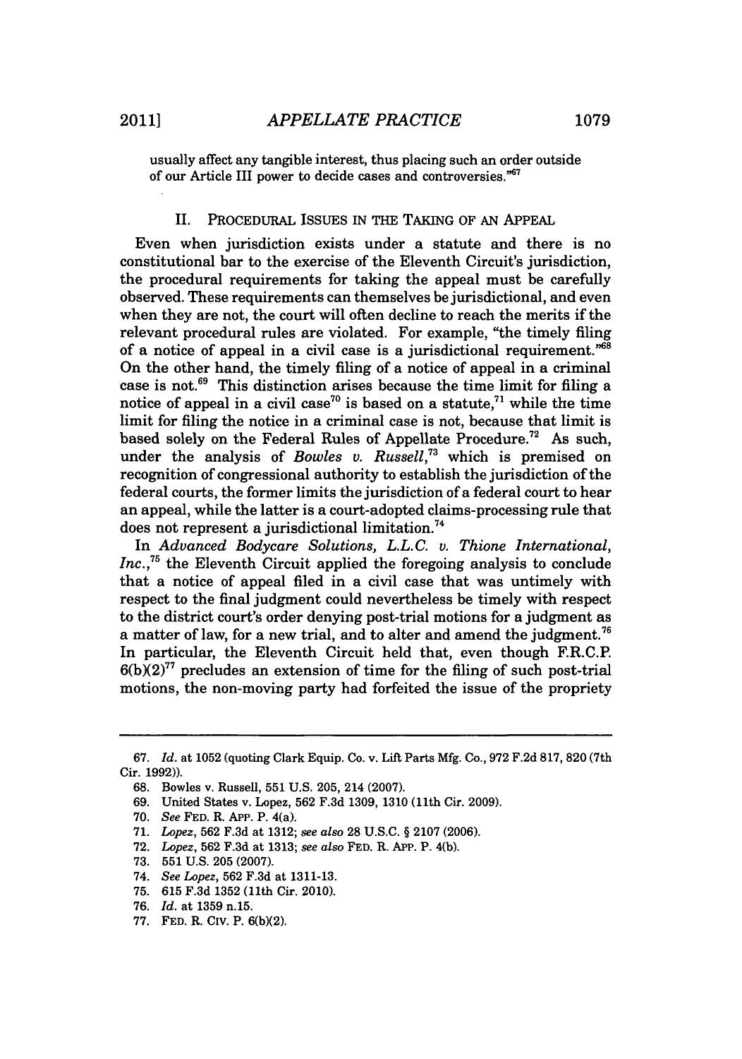usually affect any tangible interest, thus placing such an order outside of our Article III power to decide cases and controversies."[67]

## II. PROCEDURAL ISSUES IN THE TAKING OF AN APPEAL

Even when jurisdiction exists under a statute and there is no constitutional bar to the exercise of the Eleventh Circuit's jurisdiction, the procedural requirements for taking the appeal must be carefully observed. These requirements can themselves be jurisdictional, and even when they are not, the court will often decline to reach the merits if the relevant procedural rules are violated. For example, "the timely filing of a notice of appeal in a civil case is a jurisdictional requirement."[68] On the other hand, the timely filing of a notice of appeal in a criminal case is not.[69] This distinction arises because the time limit for filing a notice of appeal in a civil case[70] is based on a statute,[71] while the time limit for filing the notice in a criminal case is not, because that limit is based solely on the Federal Rules of Appellate Procedure.[72] As such, under the analysis of *Bowles v. Russell*,[73] which is premised on recognition of congressional authority to establish the jurisdiction of the federal courts, the former limits the jurisdiction of a federal court to hear an appeal, while the latter is a court-adopted claims-processing rule that does not represent a jurisdictional limitation.[74]

In *Advanced Bodycare Solutions, L.L.C. v. Thione International, Inc.*,[75] the Eleventh Circuit applied the foregoing analysis to conclude that a notice of appeal filed in a civil case that was untimely with respect to the final judgment could nevertheless be timely with respect to the district court's order denying post-trial motions for a judgment as a matter of law, for a new trial, and to alter and amend the judgment.[76] In particular, the Eleventh Circuit held that, even though F.R.C.P. 6(b)(2)[77] precludes an extension of time for the filing of such post-trial motions, the non-moving party had forfeited the issue of the propriety

---

67. *Id.* at 1052 (quoting Clark Equip. Co. v. Lift Parts Mfg. Co., 972 F.2d 817, 820 (7th Cir. 1992)).
68. Bowles v. Russell, 551 U.S. 205, 214 (2007).
69. United States v. Lopez, 562 F.3d 1309, 1310 (11th Cir. 2009).
70. *See* FED. R. APP. P. 4(a).
71. *Lopez*, 562 F.3d at 1312; *see also* 28 U.S.C. § 2107 (2006).
72. *Lopez*, 562 F.3d at 1313; *see also* FED. R. APP. P. 4(b).
73. 551 U.S. 205 (2007).
74. *See Lopez*, 562 F.3d at 1311-13.
75. 615 F.3d 1352 (11th Cir. 2010).
76. *Id.* at 1359 n.15.
77. FED. R. CIV. P. 6(b)(2).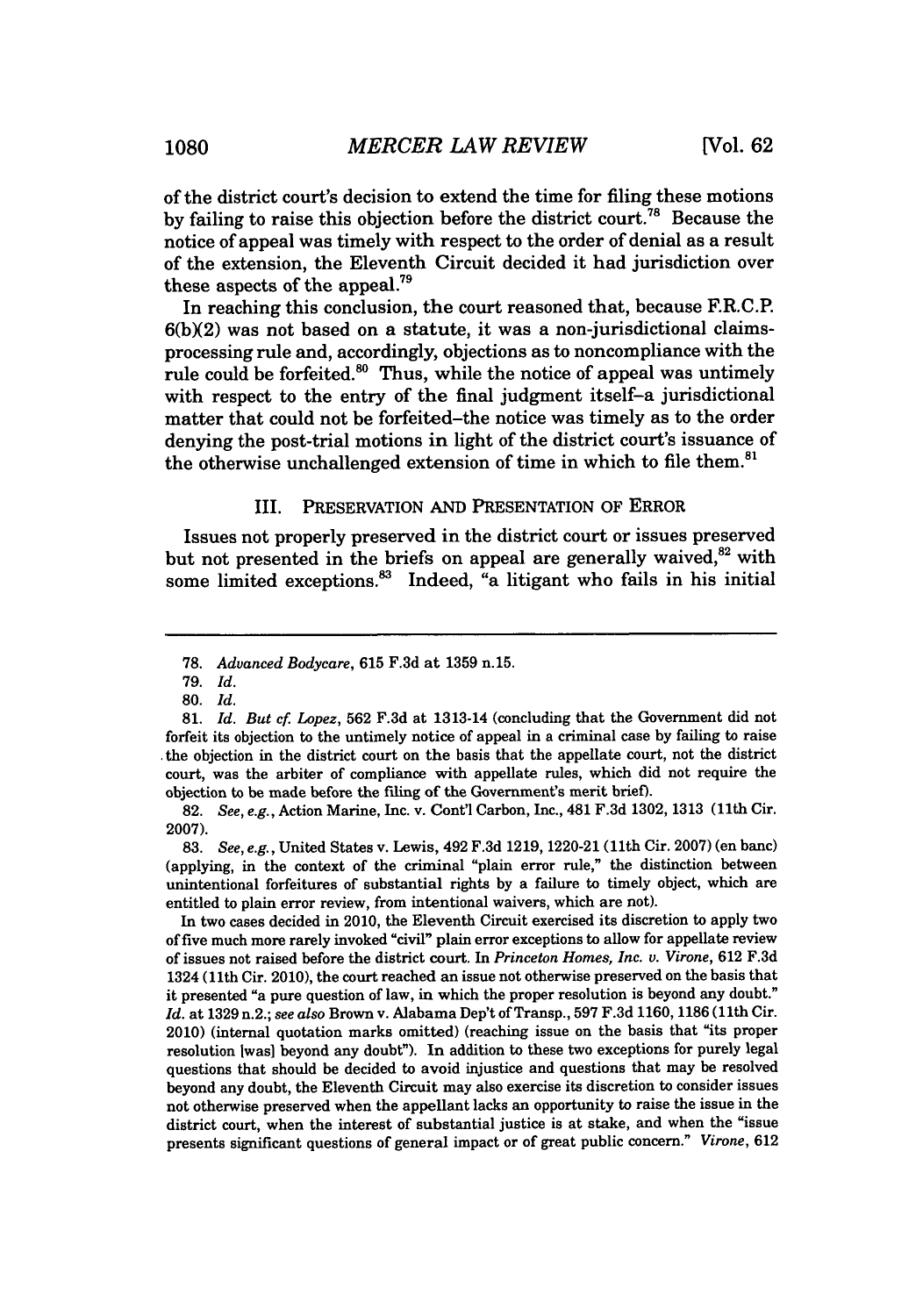of the district court's decision to extend the time for filing these motions by failing to raise this objection before the district court.[78] Because the notice of appeal was timely with respect to the order of denial as a result of the extension, the Eleventh Circuit decided it had jurisdiction over these aspects of the appeal.[79]

In reaching this conclusion, the court reasoned that, because F.R.C.P. 6(b)(2) was not based on a statute, it was a non-jurisdictional claims-processing rule and, accordingly, objections as to noncompliance with the rule could be forfeited.[80] Thus, while the notice of appeal was untimely with respect to the entry of the final judgment itself–a jurisdictional matter that could not be forfeited–the notice was timely as to the order denying the post-trial motions in light of the district court's issuance of the otherwise unchallenged extension of time in which to file them.[81]

## III. PRESERVATION AND PRESENTATION OF ERROR

Issues not properly preserved in the district court or issues preserved but not presented in the briefs on appeal are generally waived,[82] with some limited exceptions.[83] Indeed, "a litigant who fails in his initial

---

78. *Advanced Bodycare*, 615 F.3d at 1359 n.15.

79. *Id.*

80. *Id.*

81. *Id. But cf. Lopez*, 562 F.3d at 1313-14 (concluding that the Government did not forfeit its objection to the untimely notice of appeal in a criminal case by failing to raise the objection in the district court on the basis that the appellate court, not the district court, was the arbiter of compliance with appellate rules, which did not require the objection to be made before the filing of the Government's merit brief).

82. *See, e.g.*, Action Marine, Inc. v. Cont'l Carbon, Inc., 481 F.3d 1302, 1313 (11th Cir. 2007).

83. *See, e.g.*, United States v. Lewis, 492 F.3d 1219, 1220-21 (11th Cir. 2007) (en banc) (applying, in the context of the criminal "plain error rule," the distinction between unintentional forfeitures of substantial rights by a failure to timely object, which are entitled to plain error review, from intentional waivers, which are not).

In two cases decided in 2010, the Eleventh Circuit exercised its discretion to apply two of five much more rarely invoked "civil" plain error exceptions to allow for appellate review of issues not raised before the district court. In *Princeton Homes, Inc. v. Virone*, 612 F.3d 1324 (11th Cir. 2010), the court reached an issue not otherwise preserved on the basis that it presented "a pure question of law, in which the proper resolution is beyond any doubt." *Id.* at 1329 n.2.; *see also* Brown v. Alabama Dep't of Transp., 597 F.3d 1160, 1186 (11th Cir. 2010) (internal quotation marks omitted) (reaching issue on the basis that "its proper resolution [was] beyond any doubt"). In addition to these two exceptions for purely legal questions that should be decided to avoid injustice and questions that may be resolved beyond any doubt, the Eleventh Circuit may also exercise its discretion to consider issues not otherwise preserved when the appellant lacks an opportunity to raise the issue in the district court, when the interest of substantial justice is at stake, and when the "issue presents significant questions of general impact or of great public concern." *Virone*, 612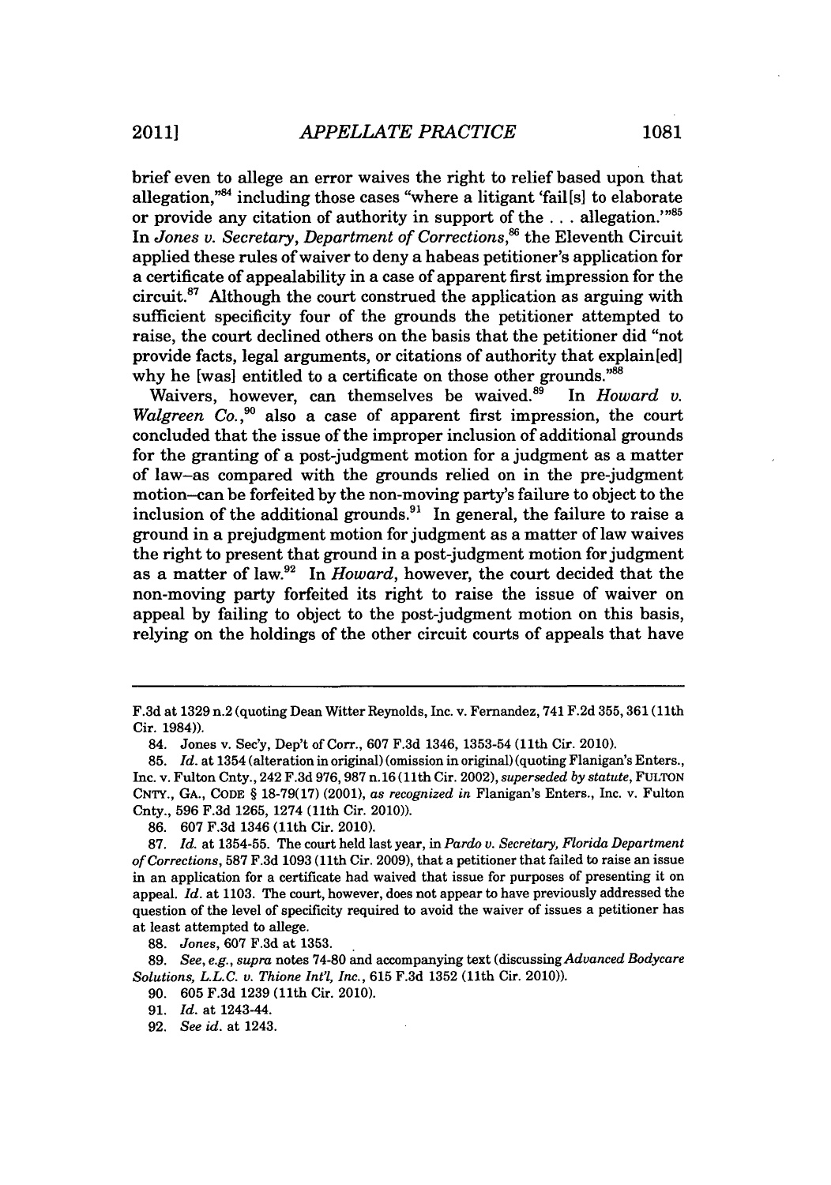brief even to allege an error waives the right to relief based upon that allegation,"[84] including those cases "where a litigant 'fail[s] to elaborate or provide any citation of authority in support of the . . . allegation.'"[85] In *Jones v. Secretary, Department of Corrections*,[86] the Eleventh Circuit applied these rules of waiver to deny a habeas petitioner's application for a certificate of appealability in a case of apparent first impression for the circuit.[87] Although the court construed the application as arguing with sufficient specificity four of the grounds the petitioner attempted to raise, the court declined others on the basis that the petitioner did "not provide facts, legal arguments, or citations of authority that explain[ed] why he [was] entitled to a certificate on those other grounds."[88]

Waivers, however, can themselves be waived.[89] In *Howard v. Walgreen Co.*,[90] also a case of apparent first impression, the court concluded that the issue of the improper inclusion of additional grounds for the granting of a post-judgment motion for a judgment as a matter of law–as compared with the grounds relied on in the pre-judgment motion–can be forfeited by the non-moving party's failure to object to the inclusion of the additional grounds.[91] In general, the failure to raise a ground in a prejudgment motion for judgment as a matter of law waives the right to present that ground in a post-judgment motion for judgment as a matter of law.[92] In *Howard*, however, the court decided that the non-moving party forfeited its right to raise the issue of waiver on appeal by failing to object to the post-judgment motion on this basis, relying on the holdings of the other circuit courts of appeals that have

---

F.3d at 1329 n.2 (quoting Dean Witter Reynolds, Inc. v. Fernandez, 741 F.2d 355, 361 (11th Cir. 1984)).

84. Jones v. Sec'y, Dep't of Corr., 607 F.3d 1346, 1353-54 (11th Cir. 2010).

85. *Id.* at 1354 (alteration in original) (omission in original) (quoting Flanigan's Enters., Inc. v. Fulton Cnty., 242 F.3d 976, 987 n.16 (11th Cir. 2002), *superseded by statute*, FULTON CNTY., GA., CODE § 18-79(17) (2001), *as recognized in* Flanigan's Enters., Inc. v. Fulton Cnty., 596 F.3d 1265, 1274 (11th Cir. 2010)).

86. 607 F.3d 1346 (11th Cir. 2010).

87. *Id.* at 1354-55. The court held last year, in *Pardo v. Secretary, Florida Department of Corrections*, 587 F.3d 1093 (11th Cir. 2009), that a petitioner that failed to raise an issue in an application for a certificate had waived that issue for purposes of presenting it on appeal. *Id.* at 1103. The court, however, does not appear to have previously addressed the question of the level of specificity required to avoid the waiver of issues a petitioner has at least attempted to allege.

88. *Jones*, 607 F.3d at 1353.

89. *See, e.g.*, *supra* notes 74-80 and accompanying text (discussing *Advanced Bodycare Solutions, L.L.C. v. Thione Int'l, Inc.*, 615 F.3d 1352 (11th Cir. 2010)).

90. 605 F.3d 1239 (11th Cir. 2010).

91. *Id.* at 1243-44.

92. *See id.* at 1243.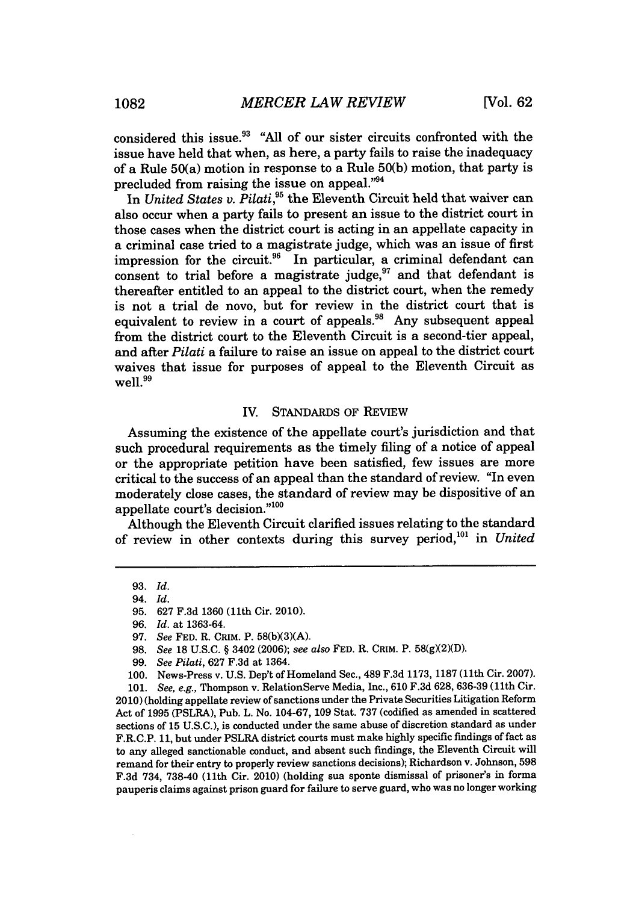considered this issue.[93] "All of our sister circuits confronted with the issue have held that when, as here, a party fails to raise the inadequacy of a Rule 50(a) motion in response to a Rule 50(b) motion, that party is precluded from raising the issue on appeal."[94]

In *United States v. Pilati*,[95] the Eleventh Circuit held that waiver can also occur when a party fails to present an issue to the district court in those cases when the district court is acting in an appellate capacity in a criminal case tried to a magistrate judge, which was an issue of first impression for the circuit.[96] In particular, a criminal defendant can consent to trial before a magistrate judge,[97] and that defendant is thereafter entitled to an appeal to the district court, when the remedy is not a trial de novo, but for review in the district court that is equivalent to review in a court of appeals.[98] Any subsequent appeal from the district court to the Eleventh Circuit is a second-tier appeal, and after *Pilati* a failure to raise an issue on appeal to the district court waives that issue for purposes of appeal to the Eleventh Circuit as well.[99]

## IV. STANDARDS OF REVIEW

Assuming the existence of the appellate court's jurisdiction and that such procedural requirements as the timely filing of a notice of appeal or the appropriate petition have been satisfied, few issues are more critical to the success of an appeal than the standard of review. "In even moderately close cases, the standard of review may be dispositive of an appellate court's decision."[100]

Although the Eleventh Circuit clarified issues relating to the standard of review in other contexts during this survey period,[101] in *United*

---

93. *Id.*

94. *Id.*

95. 627 F.3d 1360 (11th Cir. 2010).

96. *Id.* at 1363-64.

97. *See* FED. R. CRIM. P. 58(b)(3)(A).

98. *See* 18 U.S.C. § 3402 (2006); *see also* FED. R. CRIM. P. 58(g)(2)(D).

99. *See Pilati*, 627 F.3d at 1364.

100. News-Press v. U.S. Dep't of Homeland Sec., 489 F.3d 1173, 1187 (11th Cir. 2007).

101. *See, e.g.*, Thompson v. RelationServe Media, Inc., 610 F.3d 628, 636-39 (11th Cir. 2010) (holding appellate review of sanctions under the Private Securities Litigation Reform Act of 1995 (PSLRA), Pub. L. No. 104-67, 109 Stat. 737 (codified as amended in scattered sections of 15 U.S.C.), is conducted under the same abuse of discretion standard as under F.R.C.P. 11, but under PSLRA district courts must make highly specific findings of fact as to any alleged sanctionable conduct, and absent such findings, the Eleventh Circuit will remand for their entry to properly review sanctions decisions); Richardson v. Johnson, 598 F.3d 734, 738-40 (11th Cir. 2010) (holding sua sponte dismissal of prisoner's in forma pauperis claims against prison guard for failure to serve guard, who was no longer working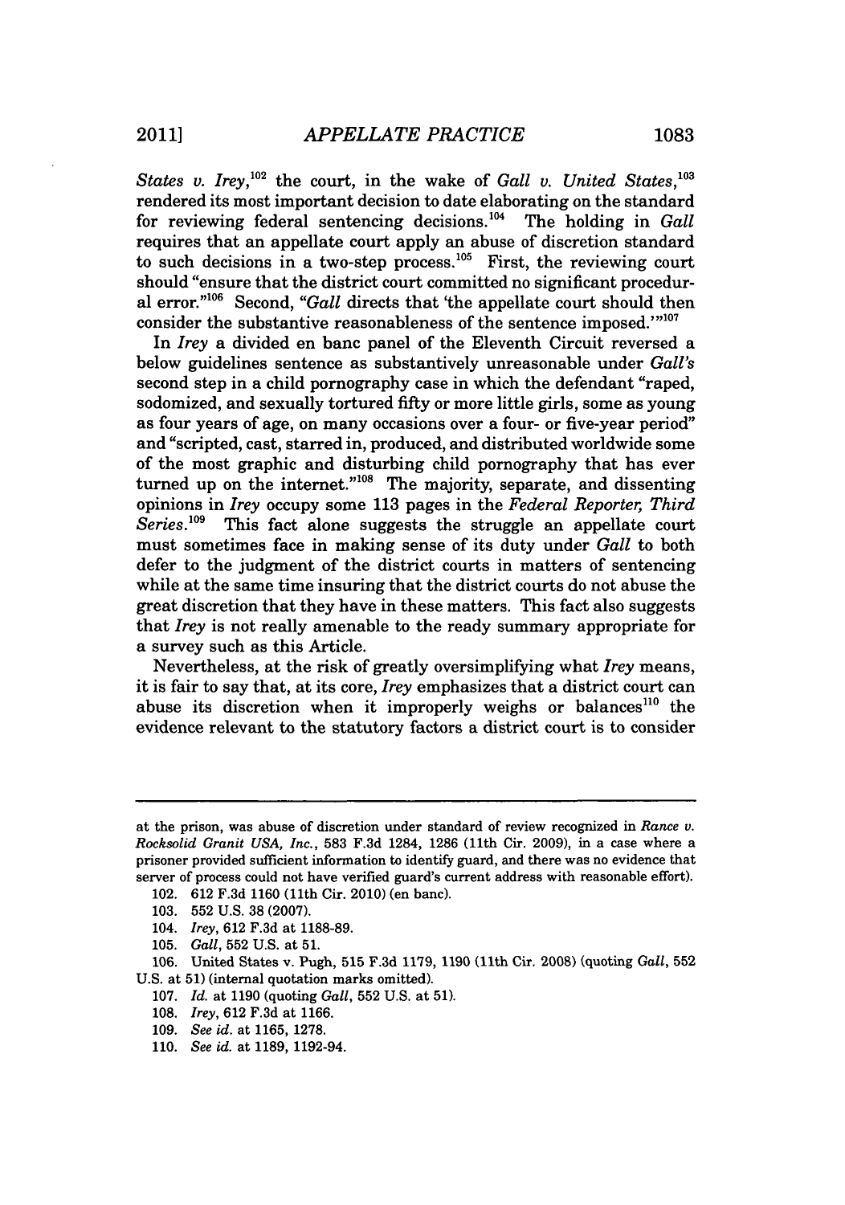*States v. Irey*,[102] the court, in the wake of *Gall v. United States*,[103] rendered its most important decision to date elaborating on the standard for reviewing federal sentencing decisions.[104] The holding in *Gall* requires that an appellate court apply an abuse of discretion standard to such decisions in a two-step process.[105] First, the reviewing court should "ensure that the district court committed no significant procedural error."[106] Second, "*Gall* directs that 'the appellate court should then consider the substantive reasonableness of the sentence imposed.'"[107]

In *Irey* a divided en banc panel of the Eleventh Circuit reversed a below guidelines sentence as substantively unreasonable under *Gall's* second step in a child pornography case in which the defendant "raped, sodomized, and sexually tortured fifty or more little girls, some as young as four years of age, on many occasions over a four- or five-year period" and "scripted, cast, starred in, produced, and distributed worldwide some of the most graphic and disturbing child pornography that has ever turned up on the internet."[108] The majority, separate, and dissenting opinions in *Irey* occupy some 113 pages in the *Federal Reporter, Third Series*.[109] This fact alone suggests the struggle an appellate court must sometimes face in making sense of its duty under *Gall* to both defer to the judgment of the district courts in matters of sentencing while at the same time insuring that the district courts do not abuse the great discretion that they have in these matters. This fact also suggests that *Irey* is not really amenable to the ready summary appropriate for a survey such as this Article.

Nevertheless, at the risk of greatly oversimplifying what *Irey* means, it is fair to say that, at its core, *Irey* emphasizes that a district court can abuse its discretion when it improperly weighs or balances[110] the evidence relevant to the statutory factors a district court is to consider

---

at the prison, was abuse of discretion under standard of review recognized in *Rance v. Rocksolid Granit USA, Inc.*, 583 F.3d 1284, 1286 (11th Cir. 2009), in a case where a prisoner provided sufficient information to identify guard, and there was no evidence that server of process could not have verified guard's current address with reasonable effort).

102. 612 F.3d 1160 (11th Cir. 2010) (en banc).

103. 552 U.S. 38 (2007).

104. *Irey*, 612 F.3d at 1188-89.

105. *Gall*, 552 U.S. at 51.

106. United States v. Pugh, 515 F.3d 1179, 1190 (11th Cir. 2008) (quoting *Gall*, 552 U.S. at 51) (internal quotation marks omitted).

107. *Id.* at 1190 (quoting *Gall*, 552 U.S. at 51).

108. *Irey*, 612 F.3d at 1166.

109. *See id.* at 1165, 1278.

110. *See id.* at 1189, 1192-94.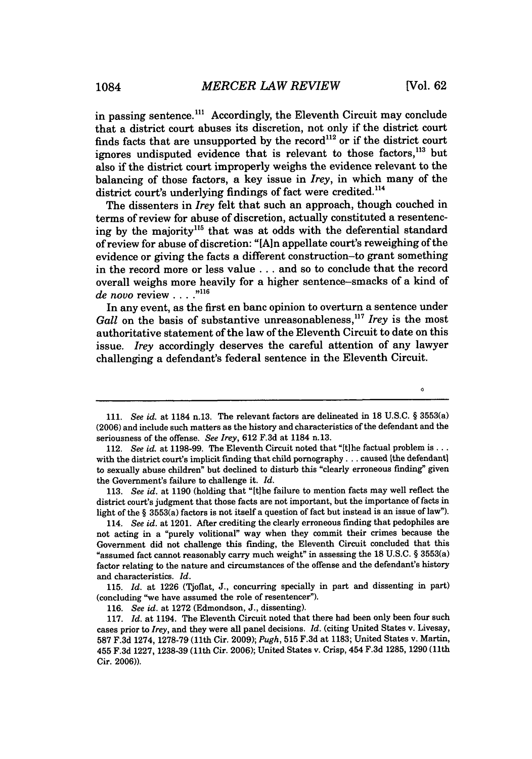in passing sentence.[111] Accordingly, the Eleventh Circuit may conclude that a district court abuses its discretion, not only if the district court finds facts that are unsupported by the record[112] or if the district court ignores undisputed evidence that is relevant to those factors,[113] but also if the district court improperly weighs the evidence relevant to the balancing of those factors, a key issue in *Irey*, in which many of the district court's underlying findings of fact were credited.[114]

The dissenters in *Irey* felt that such an approach, though couched in terms of review for abuse of discretion, actually constituted a resentencing by the majority[115] that was at odds with the deferential standard of review for abuse of discretion: "[A]n appellate court's reweighing of the evidence or giving the facts a different construction–to grant something in the record more or less value . . . and so to conclude that the record overall weighs more heavily for a higher sentence–smacks of a kind of *de novo* review . . . ."[116]

In any event, as the first en banc opinion to overturn a sentence under *Gall* on the basis of substantive unreasonableness,[117] *Irey* is the most authoritative statement of the law of the Eleventh Circuit to date on this issue. *Irey* accordingly deserves the careful attention of any lawyer challenging a defendant's federal sentence in the Eleventh Circuit.

---

111. *See id.* at 1184 n.13. The relevant factors are delineated in 18 U.S.C. § 3553(a) (2006) and include such matters as the history and characteristics of the defendant and the seriousness of the offense. *See Irey*, 612 F.3d at 1184 n.13.

112. *See id.* at 1198-99. The Eleventh Circuit noted that "[t]he factual problem is . . . with the district court's implicit finding that child pornography . . . caused [the defendant] to sexually abuse children" but declined to disturb this "clearly erroneous finding" given the Government's failure to challenge it. *Id.*

113. *See id.* at 1190 (holding that "[t]he failure to mention facts may well reflect the district court's judgment that those facts are not important, but the importance of facts in light of the § 3553(a) factors is not itself a question of fact but instead is an issue of law").

114. *See id.* at 1201. After crediting the clearly erroneous finding that pedophiles are not acting in a "purely volitional" way when they commit their crimes because the Government did not challenge this finding, the Eleventh Circuit concluded that this "assumed fact cannot reasonably carry much weight" in assessing the 18 U.S.C. § 3553(a) factor relating to the nature and circumstances of the offense and the defendant's history and characteristics. *Id.*

115. *Id.* at 1226 (Tjoflat, J., concurring specially in part and dissenting in part) (concluding "we have assumed the role of resentencer").

116. *See id.* at 1272 (Edmondson, J., dissenting).

117. *Id.* at 1194. The Eleventh Circuit noted that there had been only been four such cases prior to *Irey*, and they were all panel decisions. *Id.* (citing United States v. Livesay, 587 F.3d 1274, 1278-79 (11th Cir. 2009); *Pugh*, 515 F.3d at 1183; United States v. Martin, 455 F.3d 1227, 1238-39 (11th Cir. 2006); United States v. Crisp, 454 F.3d 1285, 1290 (11th Cir. 2006)).